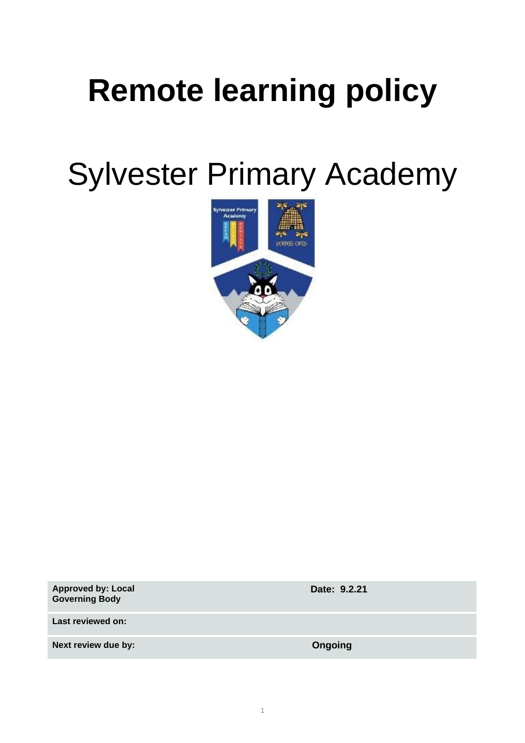# Remote learning policy

# Sylvester Primary Academy

| Approved by: Local Governing Body | Date: 9.2.21 |
| --- | --- |
| Last reviewed on: | |
| Next review due by: | Ongoing |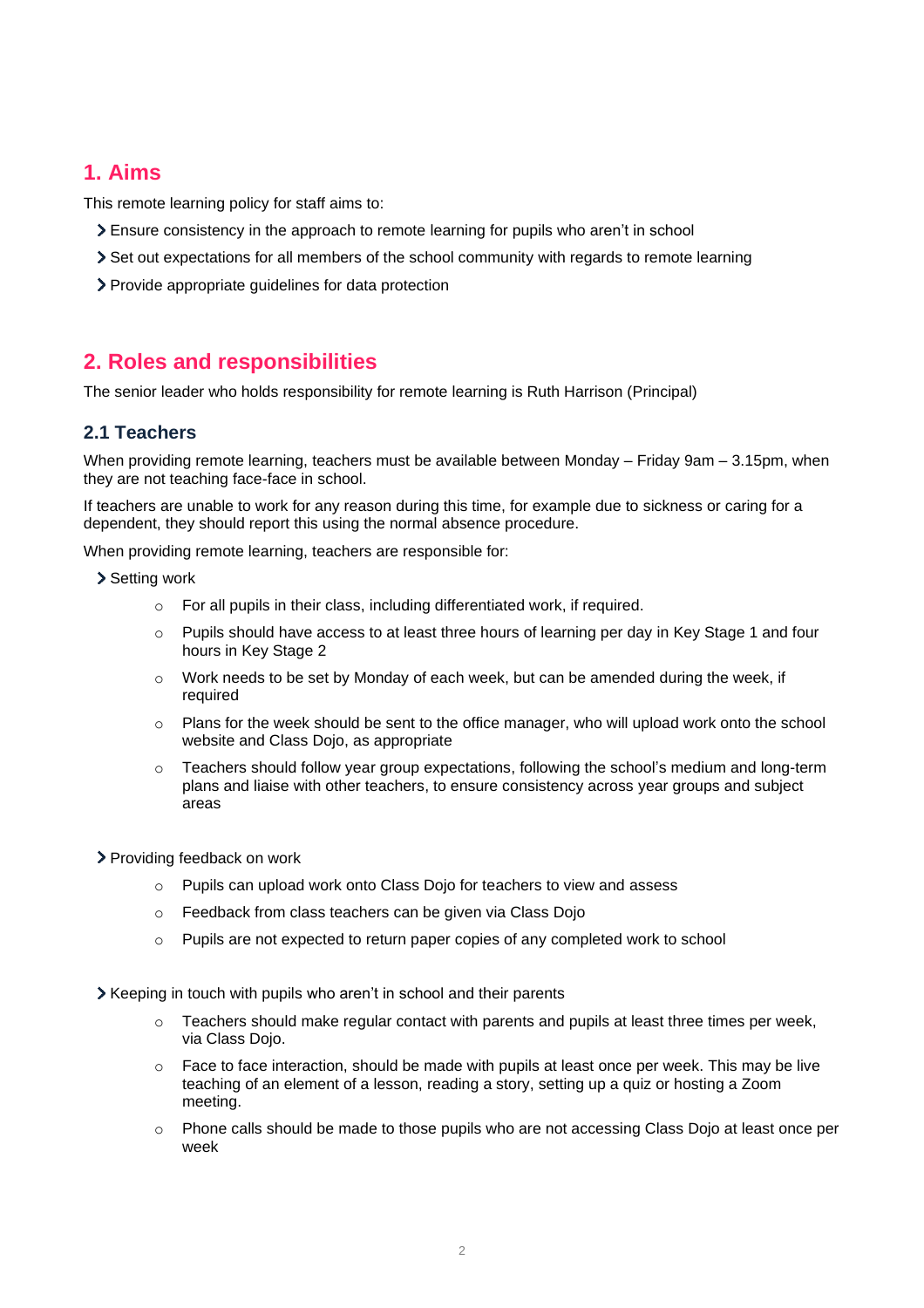## 1. Aims

This remote learning policy for staff aims to:

- Ensure consistency in the approach to remote learning for pupils who aren't in school
- Set out expectations for all members of the school community with regards to remote learning
- Provide appropriate guidelines for data protection

## 2. Roles and responsibilities

The senior leader who holds responsibility for remote learning is Ruth Harrison (Principal)

### 2.1 Teachers

When providing remote learning, teachers must be available between Monday – Friday 9am – 3.15pm, when they are not teaching face-face in school.

If teachers are unable to work for any reason during this time, for example due to sickness or caring for a dependent, they should report this using the normal absence procedure.

When providing remote learning, teachers are responsible for:

- Setting work
    - For all pupils in their class, including differentiated work, if required.
    - Pupils should have access to at least three hours of learning per day in Key Stage 1 and four hours in Key Stage 2
    - Work needs to be set by Monday of each week, but can be amended during the week, if required
    - Plans for the week should be sent to the office manager, who will upload work onto the school website and Class Dojo, as appropriate
    - Teachers should follow year group expectations, following the school's medium and long-term plans and liaise with other teachers, to ensure consistency across year groups and subject areas

- Providing feedback on work
    - Pupils can upload work onto Class Dojo for teachers to view and assess
    - Feedback from class teachers can be given via Class Dojo
    - Pupils are not expected to return paper copies of any completed work to school

- Keeping in touch with pupils who aren't in school and their parents
    - Teachers should make regular contact with parents and pupils at least three times per week, via Class Dojo.
    - Face to face interaction, should be made with pupils at least once per week. This may be live teaching of an element of a lesson, reading a story, setting up a quiz or hosting a Zoom meeting.
    - Phone calls should be made to those pupils who are not accessing Class Dojo at least once per week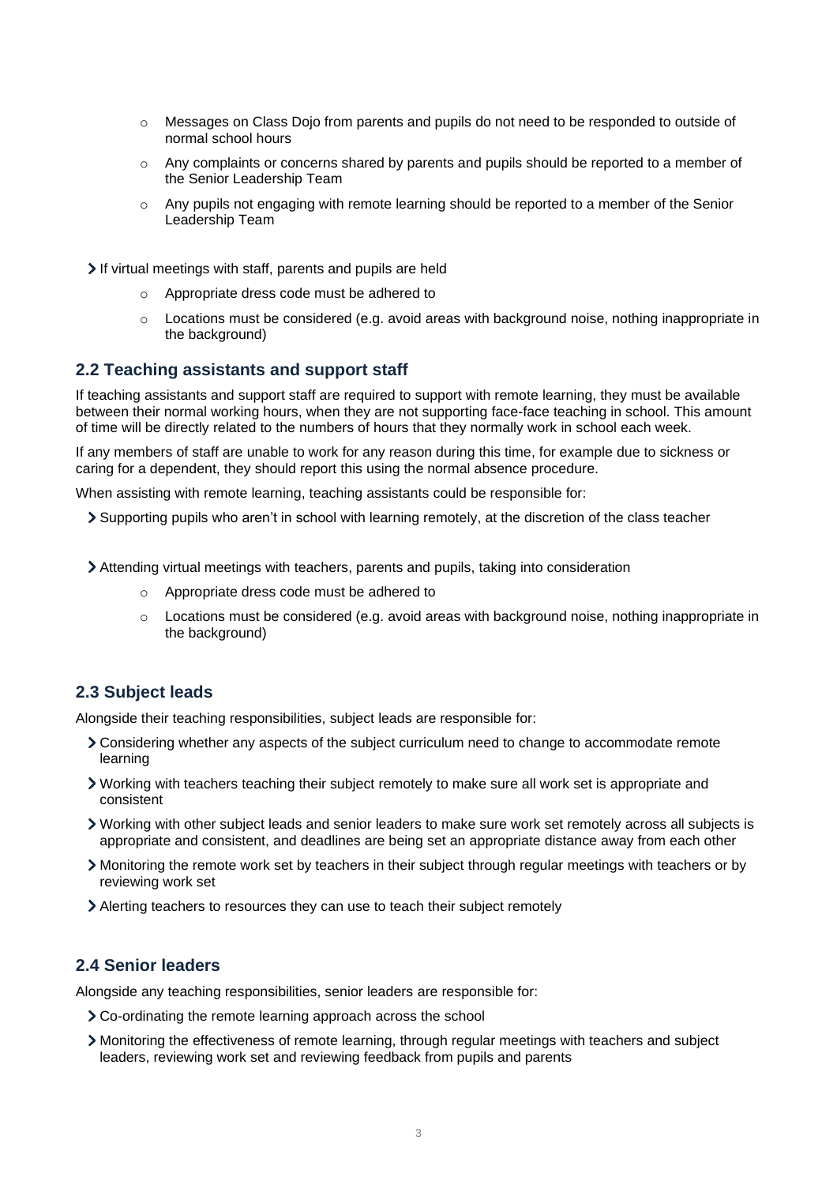- Messages on Class Dojo from parents and pupils do not need to be responded to outside of normal school hours
  - Any complaints or concerns shared by parents and pupils should be reported to a member of the Senior Leadership Team
  - Any pupils not engaging with remote learning should be reported to a member of the Senior Leadership Team

- If virtual meetings with staff, parents and pupils are held
  - Appropriate dress code must be adhered to
  - Locations must be considered (e.g. avoid areas with background noise, nothing inappropriate in the background)

## 2.2 Teaching assistants and support staff

If teaching assistants and support staff are required to support with remote learning, they must be available between their normal working hours, when they are not supporting face-face teaching in school. This amount of time will be directly related to the numbers of hours that they normally work in school each week.

If any members of staff are unable to work for any reason during this time, for example due to sickness or caring for a dependent, they should report this using the normal absence procedure.

When assisting with remote learning, teaching assistants could be responsible for:

- Supporting pupils who aren't in school with learning remotely, at the discretion of the class teacher

- Attending virtual meetings with teachers, parents and pupils, taking into consideration
  - Appropriate dress code must be adhered to
  - Locations must be considered (e.g. avoid areas with background noise, nothing inappropriate in the background)

## 2.3 Subject leads

Alongside their teaching responsibilities, subject leads are responsible for:

- Considering whether any aspects of the subject curriculum need to change to accommodate remote learning
- Working with teachers teaching their subject remotely to make sure all work set is appropriate and consistent
- Working with other subject leads and senior leaders to make sure work set remotely across all subjects is appropriate and consistent, and deadlines are being set an appropriate distance away from each other
- Monitoring the remote work set by teachers in their subject through regular meetings with teachers or by reviewing work set
- Alerting teachers to resources they can use to teach their subject remotely

## 2.4 Senior leaders

Alongside any teaching responsibilities, senior leaders are responsible for:

- Co-ordinating the remote learning approach across the school
- Monitoring the effectiveness of remote learning, through regular meetings with teachers and subject leaders, reviewing work set and reviewing feedback from pupils and parents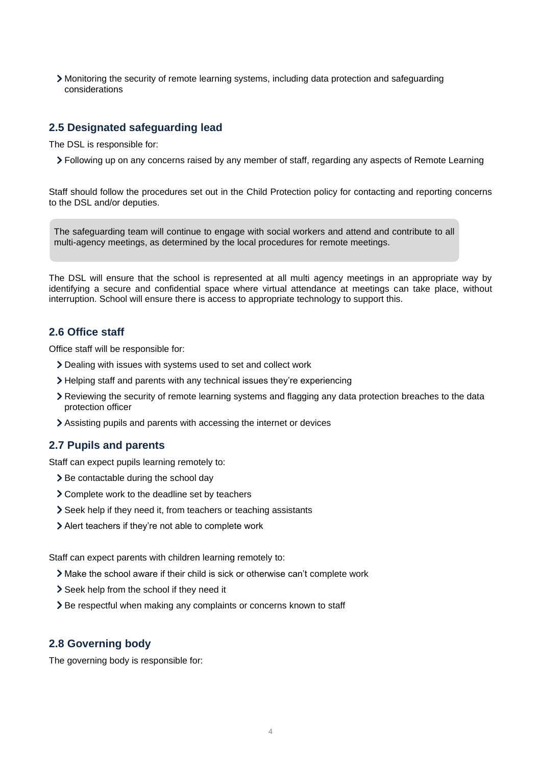- Monitoring the security of remote learning systems, including data protection and safeguarding considerations

### 2.5 Designated safeguarding lead

The DSL is responsible for:

- Following up on any concerns raised by any member of staff, regarding any aspects of Remote Learning

Staff should follow the procedures set out in the Child Protection policy for contacting and reporting concerns to the DSL and/or deputies.

The safeguarding team will continue to engage with social workers and attend and contribute to all multi-agency meetings, as determined by the local procedures for remote meetings.

The DSL will ensure that the school is represented at all multi agency meetings in an appropriate way by identifying a secure and confidential space where virtual attendance at meetings can take place, without interruption. School will ensure there is access to appropriate technology to support this.

### 2.6 Office staff

Office staff will be responsible for:

- Dealing with issues with systems used to set and collect work
- Helping staff and parents with any technical issues they're experiencing
- Reviewing the security of remote learning systems and flagging any data protection breaches to the data protection officer
- Assisting pupils and parents with accessing the internet or devices

### 2.7 Pupils and parents

Staff can expect pupils learning remotely to:

- Be contactable during the school day
- Complete work to the deadline set by teachers
- Seek help if they need it, from teachers or teaching assistants
- Alert teachers if they're not able to complete work

Staff can expect parents with children learning remotely to:

- Make the school aware if their child is sick or otherwise can't complete work
- Seek help from the school if they need it
- Be respectful when making any complaints or concerns known to staff

### 2.8 Governing body

The governing body is responsible for: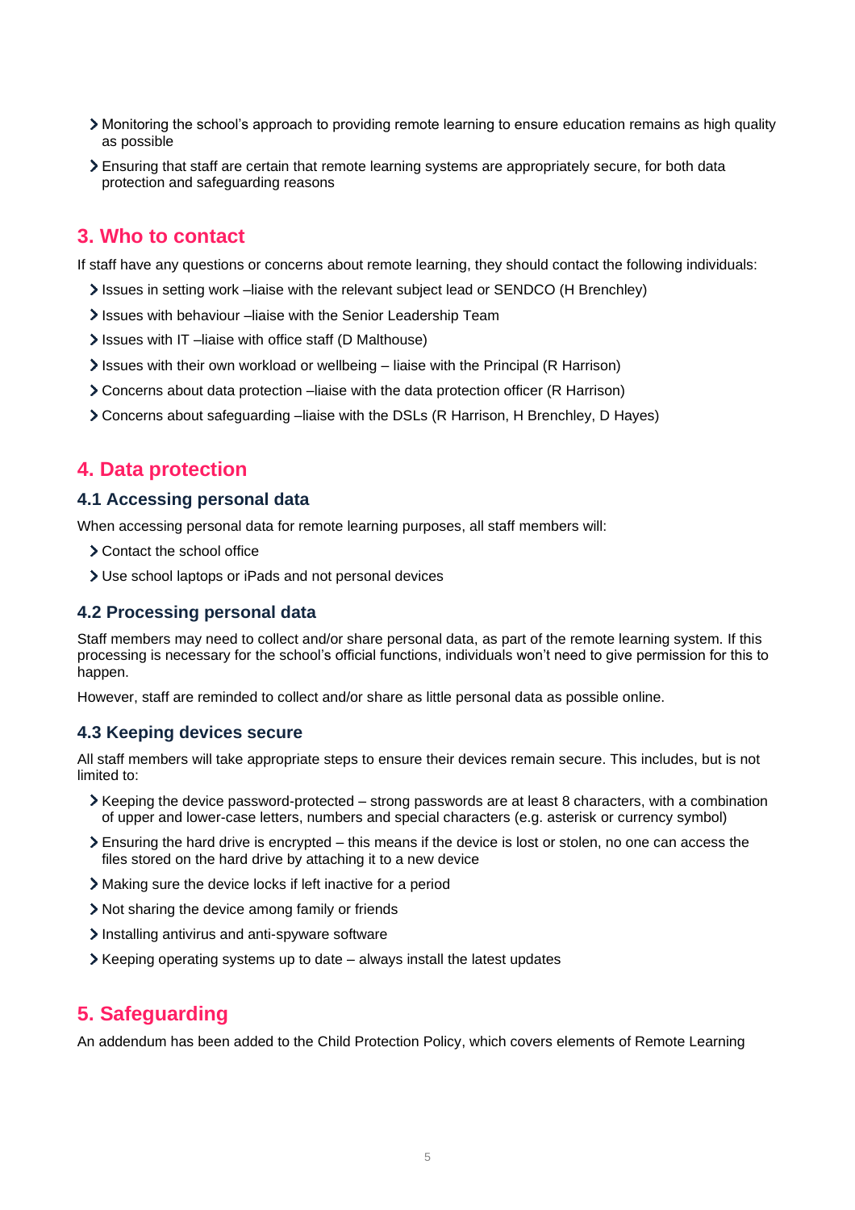- Monitoring the school's approach to providing remote learning to ensure education remains as high quality as possible
- Ensuring that staff are certain that remote learning systems are appropriately secure, for both data protection and safeguarding reasons

## 3. Who to contact

If staff have any questions or concerns about remote learning, they should contact the following individuals:

- Issues in setting work –liaise with the relevant subject lead or SENDCO (H Brenchley)
- Issues with behaviour –liaise with the Senior Leadership Team
- Issues with IT –liaise with office staff (D Malthouse)
- Issues with their own workload or wellbeing – liaise with the Principal (R Harrison)
- Concerns about data protection –liaise with the data protection officer (R Harrison)
- Concerns about safeguarding –liaise with the DSLs (R Harrison, H Brenchley, D Hayes)

## 4. Data protection

### 4.1 Accessing personal data

When accessing personal data for remote learning purposes, all staff members will:

- Contact the school office
- Use school laptops or iPads and not personal devices

### 4.2 Processing personal data

Staff members may need to collect and/or share personal data, as part of the remote learning system. If this processing is necessary for the school's official functions, individuals won't need to give permission for this to happen.

However, staff are reminded to collect and/or share as little personal data as possible online.

### 4.3 Keeping devices secure

All staff members will take appropriate steps to ensure their devices remain secure. This includes, but is not limited to:

- Keeping the device password-protected – strong passwords are at least 8 characters, with a combination of upper and lower-case letters, numbers and special characters (e.g. asterisk or currency symbol)
- Ensuring the hard drive is encrypted – this means if the device is lost or stolen, no one can access the files stored on the hard drive by attaching it to a new device
- Making sure the device locks if left inactive for a period
- Not sharing the device among family or friends
- Installing antivirus and anti-spyware software
- Keeping operating systems up to date – always install the latest updates

## 5. Safeguarding

An addendum has been added to the Child Protection Policy, which covers elements of Remote Learning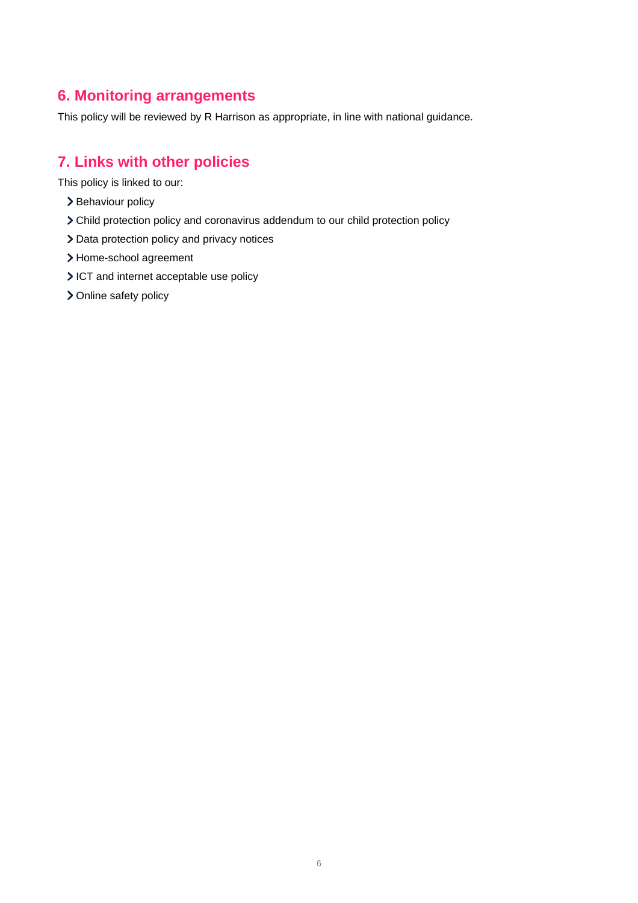## 6. Monitoring arrangements

This policy will be reviewed by R Harrison as appropriate, in line with national guidance.

## 7. Links with other policies

This policy is linked to our:

- Behaviour policy
- Child protection policy and coronavirus addendum to our child protection policy
- Data protection policy and privacy notices
- Home-school agreement
- ICT and internet acceptable use policy
- Online safety policy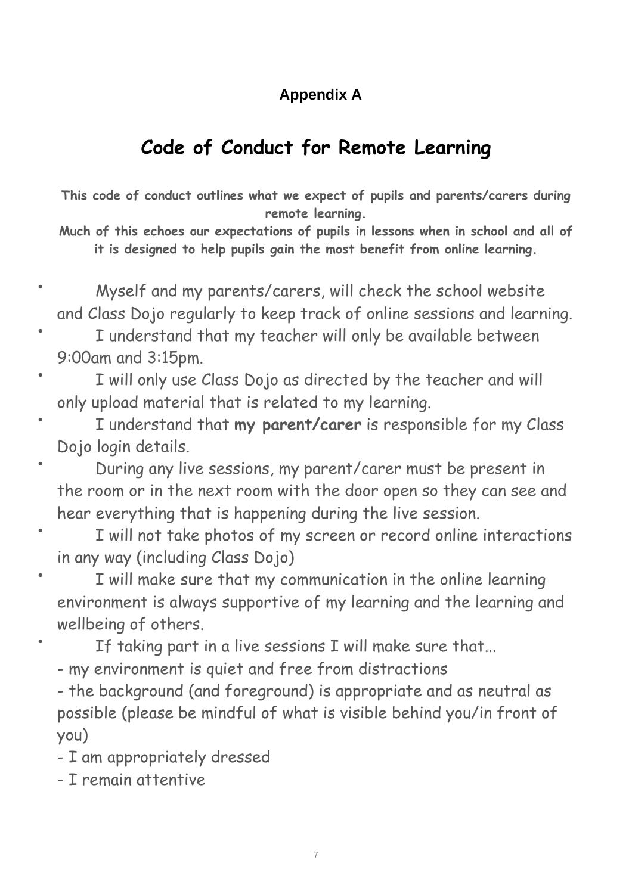**Appendix A**

# Code of Conduct for Remote Learning

**This code of conduct outlines what we expect of pupils and parents/carers during remote learning.**
**Much of this echoes our expectations of pupils in lessons when in school and all of it is designed to help pupils gain the most benefit from online learning.**

- Myself and my parents/carers, will check the school website and Class Dojo regularly to keep track of online sessions and learning.
- I understand that my teacher will only be available between 9:00am and 3:15pm.
- I will only use Class Dojo as directed by the teacher and will only upload material that is related to my learning.
- I understand that **my parent/carer** is responsible for my Class Dojo login details.
- During any live sessions, my parent/carer must be present in the room or in the next room with the door open so they can see and hear everything that is happening during the live session.
- I will not take photos of my screen or record online interactions in any way (including Class Dojo)
- I will make sure that my communication in the online learning environment is always supportive of my learning and the learning and wellbeing of others.
- If taking part in a live sessions I will make sure that...
  - my environment is quiet and free from distractions
  - the background (and foreground) is appropriate and as neutral as possible (please be mindful of what is visible behind you/in front of you)
  - I am appropriately dressed
  - I remain attentive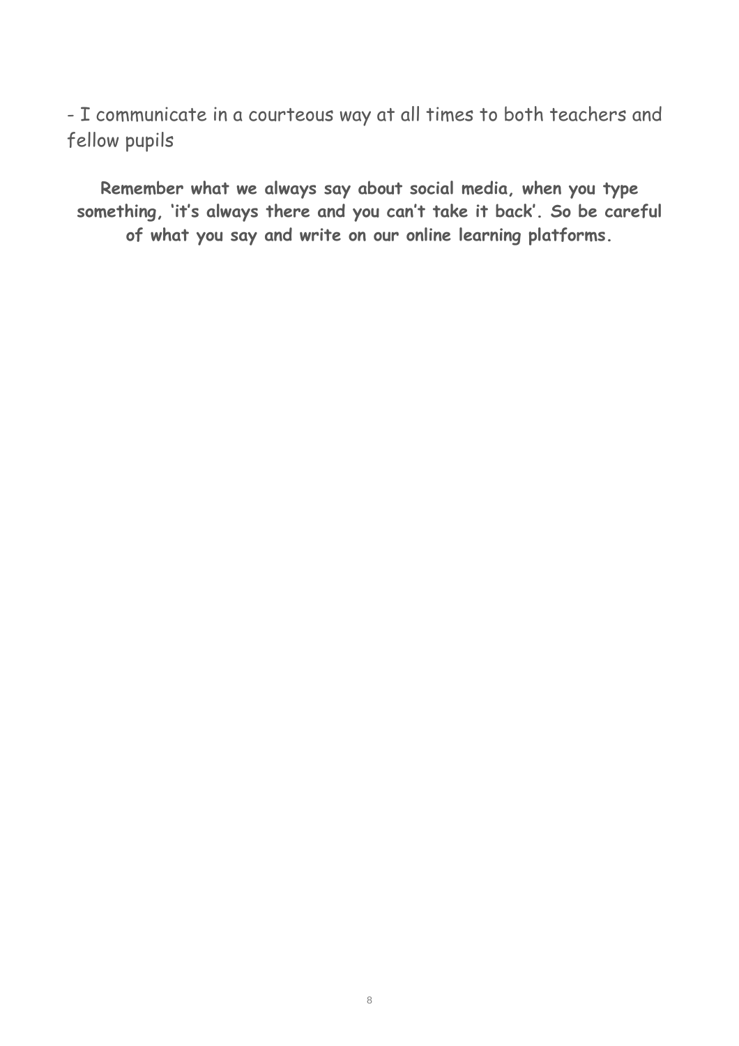- I communicate in a courteous way at all times to both teachers and fellow pupils

**Remember what we always say about social media, when you type something, 'it's always there and you can't take it back'. So be careful of what you say and write on our online learning platforms.**